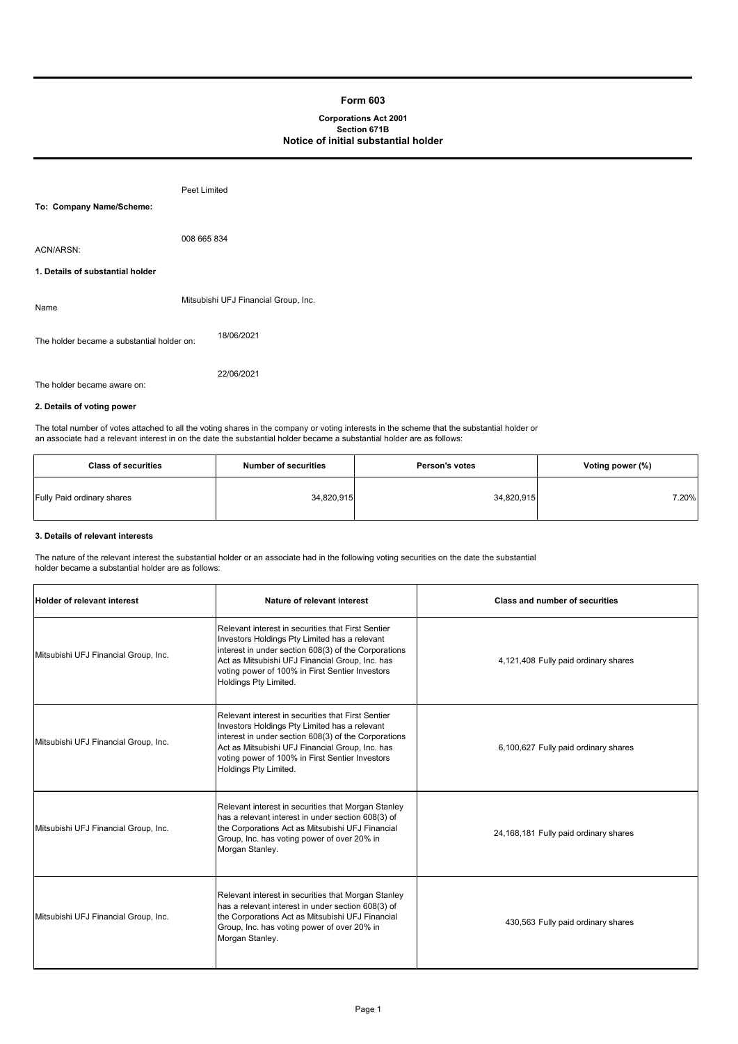# Form 603

**Corporations Act 2001**
**Section 671B**
**Notice of initial substantial holder**

**To: Company Name/Scheme:** Peet Limited

ACN/ARSN: 008 665 834

**1. Details of substantial holder**

Name: Mitsubishi UFJ Financial Group, Inc.

The holder became a substantial holder on: 18/06/2021

The holder became aware on: 22/06/2021

**2. Details of voting power**

The total number of votes attached to all the voting shares in the company or voting interests in the scheme that the substantial holder or an associate had a relevant interest in on the date the substantial holder became a substantial holder are as follows:

| Class of securities | Number of securities | Person's votes | Voting power (%) |
|---|---|---|---|
| Fully Paid ordinary shares | 34,820,915 | 34,820,915 | 7.20% |

**3. Details of relevant interests**

The nature of the relevant interest the substantial holder or an associate had in the following voting securities on the date the substantial holder became a substantial holder are as follows:

| Holder of relevant interest | Nature of relevant interest | Class and number of securities |
|---|---|---|
| Mitsubishi UFJ Financial Group, Inc. | Relevant interest in securities that First Sentier Investors Holdings Pty Limited has a relevant interest in under section 608(3) of the Corporations Act as Mitsubishi UFJ Financial Group, Inc. has voting power of 100% in First Sentier Investors Holdings Pty Limited. | 4,121,408 Fully paid ordinary shares |
| Mitsubishi UFJ Financial Group, Inc. | Relevant interest in securities that First Sentier Investors Holdings Pty Limited has a relevant interest in under section 608(3) of the Corporations Act as Mitsubishi UFJ Financial Group, Inc. has voting power of 100% in First Sentier Investors Holdings Pty Limited. | 6,100,627 Fully paid ordinary shares |
| Mitsubishi UFJ Financial Group, Inc. | Relevant interest in securities that Morgan Stanley has a relevant interest in under section 608(3) of the Corporations Act as Mitsubishi UFJ Financial Group, Inc. has voting power of over 20% in Morgan Stanley. | 24,168,181 Fully paid ordinary shares |
| Mitsubishi UFJ Financial Group, Inc. | Relevant interest in securities that Morgan Stanley has a relevant interest in under section 608(3) of the Corporations Act as Mitsubishi UFJ Financial Group, Inc. has voting power of over 20% in Morgan Stanley. | 430,563 Fully paid ordinary shares |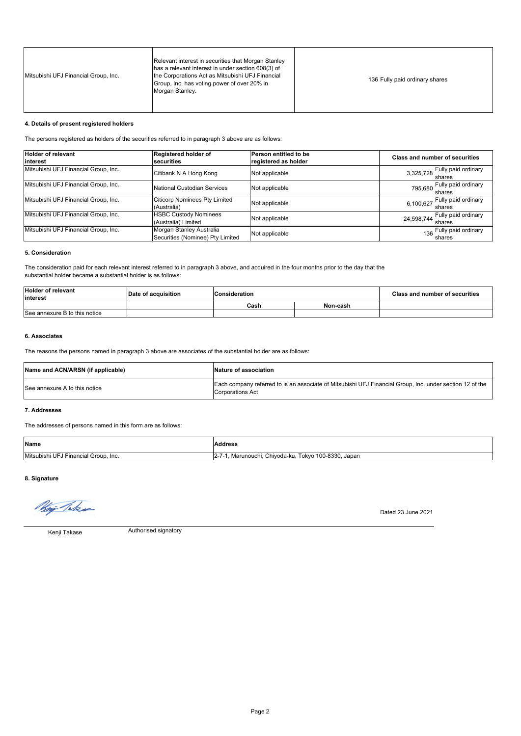| | | |
|---|---|---|
| Mitsubishi UFJ Financial Group, Inc. | Relevant interest in securities that Morgan Stanley has a relevant interest in under section 608(3) of the Corporations Act as Mitsubishi UFJ Financial Group, Inc. has voting power of over 20% in Morgan Stanley. | 136 Fully paid ordinary shares |

**4. Details of present registered holders**

The persons registered as holders of the securities referred to in paragraph 3 above are as follows:

| Holder of relevant interest | Registered holder of securities | Person entitled to be registered as holder | Class and number of securities |
|---|---|---|---|
| Mitsubishi UFJ Financial Group, Inc. | Citibank N A Hong Kong | Not applicable | 3,325,728 Fully paid ordinary shares |
| Mitsubishi UFJ Financial Group, Inc. | National Custodian Services | Not applicable | 795,680 Fully paid ordinary shares |
| Mitsubishi UFJ Financial Group, Inc. | Citicorp Nominees Pty Limited (Australia) | Not applicable | 6,100,627 Fully paid ordinary shares |
| Mitsubishi UFJ Financial Group, Inc. | HSBC Custody Nominees (Australia) Limited | Not applicable | 24,598,744 Fully paid ordinary shares |
| Mitsubishi UFJ Financial Group, Inc. | Morgan Stanley Australia Securities (Nominee) Pty Limited | Not applicable | 136 Fully paid ordinary shares |

**5. Consideration**

The consideration paid for each relevant interest referred to in paragraph 3 above, and acquired in the four months prior to the day that the substantial holder became a substantial holder is as follows:

| Holder of relevant interest | Date of acquisition | Consideration | | Class and number of securities |
|---|---|---|---|---|
| | | Cash | Non-cash | |
| See annexure B to this notice | | | | |

**6. Associates**

The reasons the persons named in paragraph 3 above are associates of the substantial holder are as follows:

| Name and ACN/ARSN (if applicable) | Nature of association |
|---|---|
| See annexure A to this notice | Each company referred to is an associate of Mitsubishi UFJ Financial Group, Inc. under section 12 of the Corporations Act |

**7. Addresses**

The addresses of persons named in this form are as follows:

| Name | Address |
|---|---|
| Mitsubishi UFJ Financial Group, Inc. | 2-7-1, Marunouchi, Chiyoda-ku, Tokyo 100-8330, Japan |

**8. Signature**

Dated 23 June 2021

Kenji Takase — Authorised signatory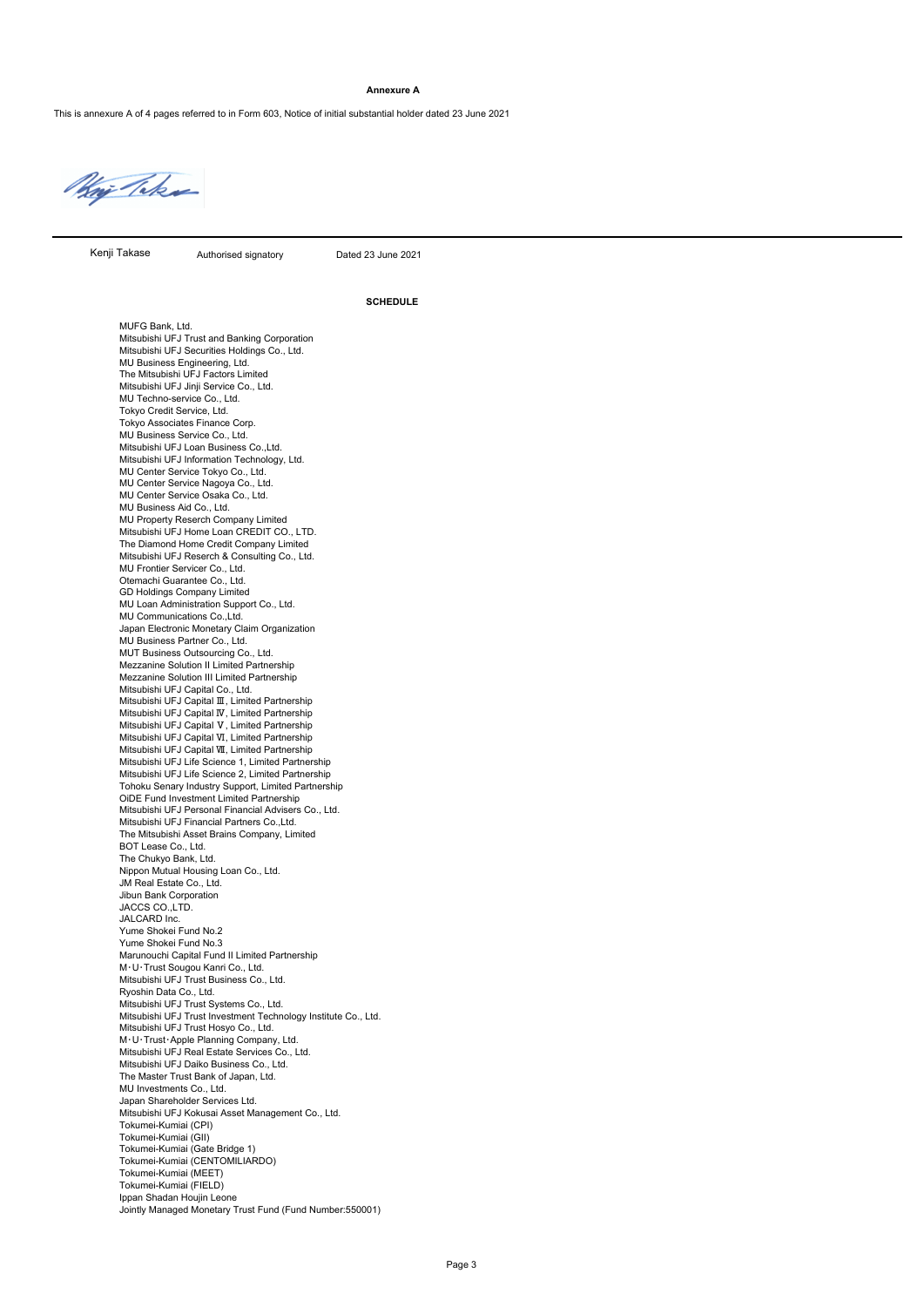**Annexure A**

This is annexure A of 4 pages referred to in Form 603, Notice of initial substantial holder dated 23 June 2021

Kenji Takase | Authorised signatory | Dated 23 June 2021

**SCHEDULE**

MUFG Bank, Ltd.
Mitsubishi UFJ Trust and Banking Corporation
Mitsubishi UFJ Securities Holdings Co., Ltd.
MU Business Engineering, Ltd.
The Mitsubishi UFJ Factors Limited
Mitsubishi UFJ Jinji Service Co., Ltd.
MU Techno-service Co., Ltd.
Tokyo Credit Service, Ltd.
Tokyo Associates Finance Corp.
MU Business Service Co., Ltd.
Mitsubishi UFJ Loan Business Co.,Ltd.
Mitsubishi UFJ Information Technology, Ltd.
MU Center Service Tokyo Co., Ltd.
MU Center Service Nagoya Co., Ltd.
MU Center Service Osaka Co., Ltd.
MU Business Aid Co., Ltd.
MU Property Reserch Company Limited
Mitsubishi UFJ Home Loan CREDIT CO., LTD.
The Diamond Home Credit Company Limited
Mitsubishi UFJ Reserch & Consulting Co., Ltd.
MU Frontier Servicer Co., Ltd.
Otemachi Guarantee Co., Ltd.
GD Holdings Company Limited
MU Loan Administration Support Co., Ltd.
MU Communications Co.,Ltd.
Japan Electronic Monetary Claim Organization
MU Business Partner Co., Ltd.
MUT Business Outsourcing Co., Ltd.
Mezzanine Solution II Limited Partnership
Mezzanine Solution III Limited Partnership
Mitsubishi UFJ Capital Co., Ltd.
Mitsubishi UFJ Capital Ⅲ, Limited Partnership
Mitsubishi UFJ Capital Ⅳ, Limited Partnership
Mitsubishi UFJ Capital Ⅴ, Limited Partnership
Mitsubishi UFJ Capital Ⅵ, Limited Partnership
Mitsubishi UFJ Capital Ⅶ, Limited Partnership
Mitsubishi UFJ Life Science 1, Limited Partnership
Mitsubishi UFJ Life Science 2, Limited Partnership
Tohoku Senary Industry Support, Limited Partnership
OiDE Fund Investment Limited Partnership
Mitsubishi UFJ Personal Financial Advisers Co., Ltd.
Mitsubishi UFJ Financial Partners Co.,Ltd.
The Mitsubishi Asset Brains Company, Limited
BOT Lease Co., Ltd.
The Chukyo Bank, Ltd.
Nippon Mutual Housing Loan Co., Ltd.
JM Real Estate Co., Ltd.
Jibun Bank Corporation
JACCS CO.,LTD.
JALCARD Inc.
Yume Shokei Fund No.2
Yume Shokei Fund No.3
Marunouchi Capital Fund II Limited Partnership
M･U･Trust Sougou Kanri Co., Ltd.
Mitsubishi UFJ Trust Business Co., Ltd.
Ryoshin Data Co., Ltd.
Mitsubishi UFJ Trust Systems Co., Ltd.
Mitsubishi UFJ Trust Investment Technology Institute Co., Ltd.
Mitsubishi UFJ Trust Hosyo Co., Ltd.
M･U･Trust･Apple Planning Company, Ltd.
Mitsubishi UFJ Real Estate Services Co., Ltd.
Mitsubishi UFJ Daiko Business Co., Ltd.
The Master Trust Bank of Japan, Ltd.
MU Investments Co., Ltd.
Japan Shareholder Services Ltd.
Mitsubishi UFJ Kokusai Asset Management Co., Ltd.
Tokumei-Kumiai (CPI)
Tokumei-Kumiai (GII)
Tokumei-Kumiai (Gate Bridge 1)
Tokumei-Kumiai (CENTOMILIARDO)
Tokumei-Kumiai (MEET)
Tokumei-Kumiai (FIELD)
Ippan Shadan Houjin Leone
Jointly Managed Monetary Trust Fund (Fund Number:550001)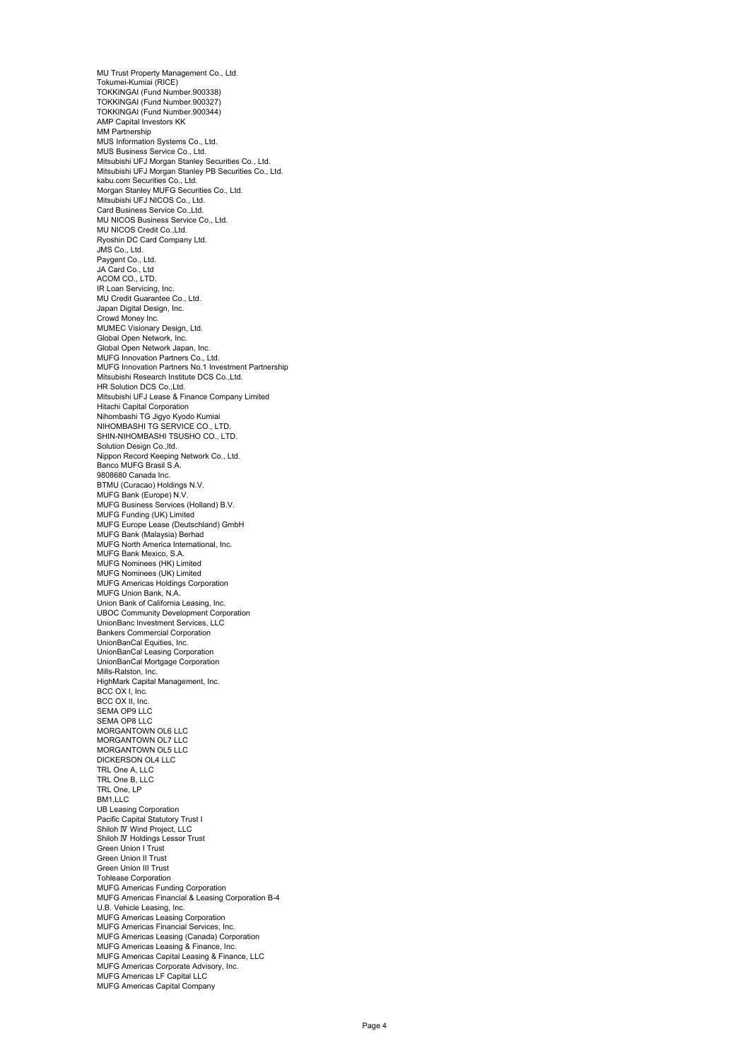MU Trust Property Management Co., Ltd.
Tokumei-Kumiai (RICE)
TOKKINGAI (Fund Number.900338)
TOKKINGAI (Fund Number.900327)
TOKKINGAI (Fund Number.900344)
AMP Capital Investors KK
MM Partnership
MUS Information Systems Co., Ltd.
MUS Business Service Co., Ltd.
Mitsubishi UFJ Morgan Stanley Securities Co., Ltd.
Mitsubishi UFJ Morgan Stanley PB Securities Co., Ltd.
kabu.com Securities Co., Ltd.
Morgan Stanley MUFG Securities Co., Ltd.
Mitsubishi UFJ NICOS Co., Ltd.
Card Business Service Co.,Ltd.
MU NICOS Business Service Co., Ltd.
MU NICOS Credit Co.,Ltd.
Ryoshin DC Card Company Ltd.
JMS Co., Ltd.
Paygent Co., Ltd.
JA Card Co., Ltd
ACOM CO., LTD.
IR Loan Servicing, Inc.
MU Credit Guarantee Co., Ltd.
Japan Digital Design, Inc.
Crowd Money Inc.
MUMEC Visionary Design, Ltd.
Global Open Network, Inc.
Global Open Network Japan, Inc.
MUFG Innovation Partners Co., Ltd.
MUFG Innovation Partners No.1 Investment Partnership
Mitsubishi Research Institute DCS Co.,Ltd.
HR Solution DCS Co.,Ltd.
Mitsubishi UFJ Lease & Finance Company Limited
Hitachi Capital Corporation
Nihombashi TG Jigyo Kyodo Kumiai
NIHOMBASHI TG SERVICE CO., LTD.
SHIN-NIHOMBASHI TSUSHO CO., LTD.
Solution Design Co.,ltd.
Nippon Record Keeping Network Co., Ltd.
Banco MUFG Brasil S.A.
9808680 Canada Inc.
BTMU (Curacao) Holdings N.V.
MUFG Bank (Europe) N.V.
MUFG Business Services (Holland) B.V.
MUFG Funding (UK) Limited
MUFG Europe Lease (Deutschland) GmbH
MUFG Bank (Malaysia) Berhad
MUFG North America International, Inc.
MUFG Bank Mexico, S.A.
MUFG Nominees (HK) Limited
MUFG Nominees (UK) Limited
MUFG Americas Holdings Corporation
MUFG Union Bank, N.A.
Union Bank of California Leasing, Inc.
UBOC Community Development Corporation
UnionBanc Investment Services, LLC
Bankers Commercial Corporation
UnionBanCal Equities, Inc.
UnionBanCal Leasing Corporation
UnionBanCal Mortgage Corporation
Mills-Ralston, Inc.
HighMark Capital Management, Inc.
BCC OX I, Inc.
BCC OX II, Inc.
SEMA OP9 LLC
SEMA OP8 LLC
MORGANTOWN OL6 LLC
MORGANTOWN OL7 LLC
MORGANTOWN OL5 LLC
DICKERSON OL4 LLC
TRL One A, LLC
TRL One B, LLC
TRL One, LP
BM1,LLC
UB Leasing Corporation
Pacific Capital Statutory Trust I
Shiloh Ⅳ Wind Project, LLC
Shiloh Ⅳ Holdings Lessor Trust
Green Union I Trust
Green Union II Trust
Green Union III Trust
Tohlease Corporation
MUFG Americas Funding Corporation
MUFG Americas Financial & Leasing Corporation B-4
U.B. Vehicle Leasing, Inc.
MUFG Americas Leasing Corporation
MUFG Americas Financial Services, Inc.
MUFG Americas Leasing (Canada) Corporation
MUFG Americas Leasing & Finance, Inc.
MUFG Americas Capital Leasing & Finance, LLC
MUFG Americas Corporate Advisory, Inc.
MUFG Americas LF Capital LLC
MUFG Americas Capital Company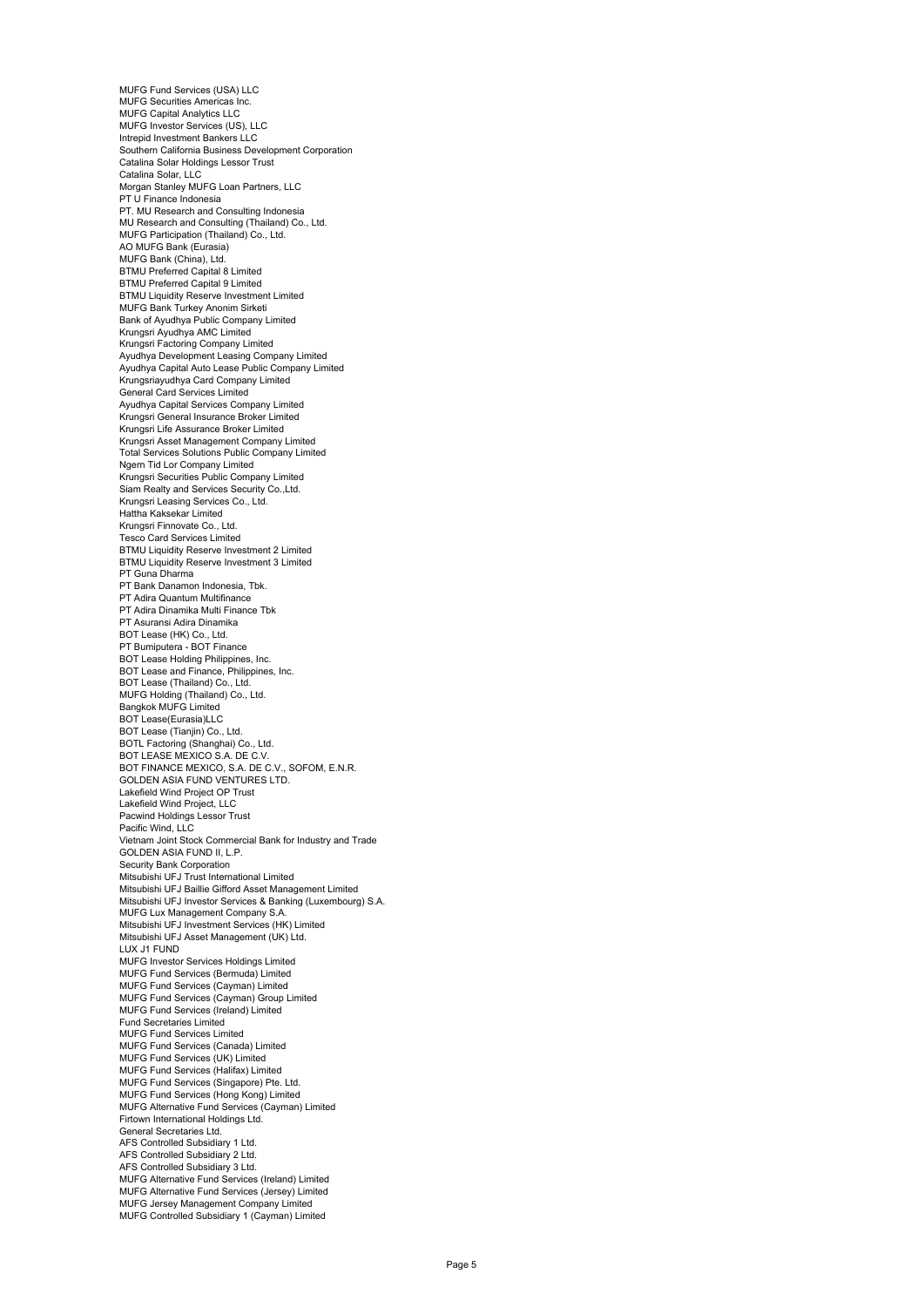MUFG Fund Services (USA) LLC
MUFG Securities Americas Inc.
MUFG Capital Analytics LLC
MUFG Investor Services (US), LLC
Intrepid Investment Bankers LLC
Southern California Business Development Corporation
Catalina Solar Holdings Lessor Trust
Catalina Solar, LLC
Morgan Stanley MUFG Loan Partners, LLC
PT U Finance Indonesia
PT. MU Research and Consulting Indonesia
MU Research and Consulting (Thailand) Co., Ltd.
MUFG Participation (Thailand) Co., Ltd.
AO MUFG Bank (Eurasia)
MUFG Bank (China), Ltd.
BTMU Preferred Capital 8 Limited
BTMU Preferred Capital 9 Limited
BTMU Liquidity Reserve Investment Limited
MUFG Bank Turkey Anonim Sirketi
Bank of Ayudhya Public Company Limited
Krungsri Ayudhya AMC Limited
Krungsri Factoring Company Limited
Ayudhya Development Leasing Company Limited
Ayudhya Capital Auto Lease Public Company Limited
Krungsriayudhya Card Company Limited
General Card Services Limited
Ayudhya Capital Services Company Limited
Krungsri General Insurance Broker Limited
Krungsri Life Assurance Broker Limited
Krungsri Asset Management Company Limited
Total Services Solutions Public Company Limited
Ngern Tid Lor Company Limited
Krungsri Securities Public Company Limited
Siam Realty and Services Security Co.,Ltd.
Krungsri Leasing Services Co., Ltd.
Hattha Kaksekar Limited
Krungsri Finnovate Co., Ltd.
Tesco Card Services Limited
BTMU Liquidity Reserve Investment 2 Limited
BTMU Liquidity Reserve Investment 3 Limited
PT Guna Dharma
PT Bank Danamon Indonesia, Tbk.
PT Adira Quantum Multifinance
PT Adira Dinamika Multi Finance Tbk
PT Asuransi Adira Dinamika
BOT Lease (HK) Co., Ltd.
PT Bumiputera - BOT Finance
BOT Lease Holding Philippines, Inc.
BOT Lease and Finance, Philippines, Inc.
BOT Lease (Thailand) Co., Ltd.
MUFG Holding (Thailand) Co., Ltd.
Bangkok MUFG Limited
BOT Lease(Eurasia)LLC
BOT Lease (Tianjin) Co., Ltd.
BOTL Factoring (Shanghai) Co., Ltd.
BOT LEASE MEXICO S.A. DE C.V.
BOT FINANCE MEXICO, S.A. DE C.V., SOFOM, E.N.R.
GOLDEN ASIA FUND VENTURES LTD.
Lakefield Wind Project OP Trust
Lakefield Wind Project, LLC
Pacwind Holdings Lessor Trust
Pacific Wind, LLC
Vietnam Joint Stock Commercial Bank for Industry and Trade
GOLDEN ASIA FUND II, L.P.
Security Bank Corporation
Mitsubishi UFJ Trust International Limited
Mitsubishi UFJ Baillie Gifford Asset Management Limited
Mitsubishi UFJ Investor Services & Banking (Luxembourg) S.A.
MUFG Lux Management Company S.A.
Mitsubishi UFJ Investment Services (HK) Limited
Mitsubishi UFJ Asset Management (UK) Ltd.
LUX J1 FUND
MUFG Investor Services Holdings Limited
MUFG Fund Services (Bermuda) Limited
MUFG Fund Services (Cayman) Limited
MUFG Fund Services (Cayman) Group Limited
MUFG Fund Services (Ireland) Limited
Fund Secretaries Limited
MUFG Fund Services Limited
MUFG Fund Services (Canada) Limited
MUFG Fund Services (UK) Limited
MUFG Fund Services (Halifax) Limited
MUFG Fund Services (Singapore) Pte. Ltd.
MUFG Fund Services (Hong Kong) Limited
MUFG Alternative Fund Services (Cayman) Limited
Firtown International Holdings Ltd.
General Secretaries Ltd.
AFS Controlled Subsidiary 1 Ltd.
AFS Controlled Subsidiary 2 Ltd.
AFS Controlled Subsidiary 3 Ltd.
MUFG Alternative Fund Services (Ireland) Limited
MUFG Alternative Fund Services (Jersey) Limited
MUFG Jersey Management Company Limited
MUFG Controlled Subsidiary 1 (Cayman) Limited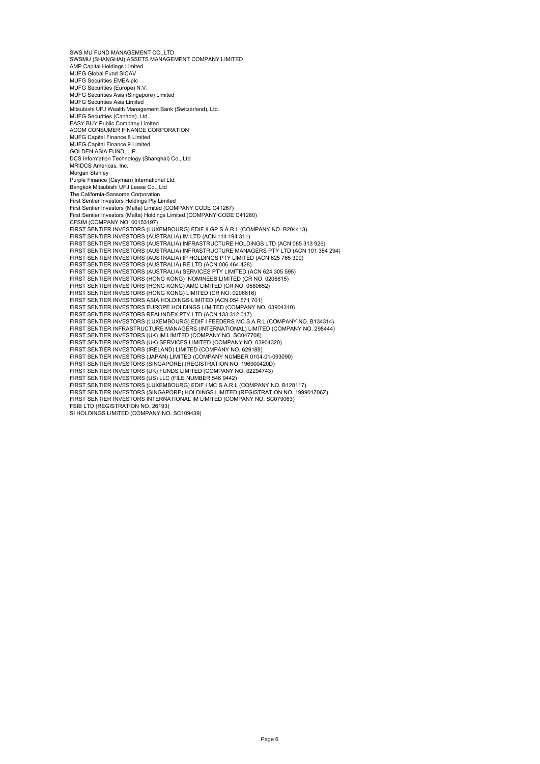SWS MU FUND MANAGEMENT CO.,LTD.
SWSMU (SHANGHAI) ASSETS MANAGEMENT COMPANY LIMITED
AMP Capital Holdings Limited
MUFG Global Fund SICAV
MUFG Securities EMEA plc
MUFG Securities (Europe) N.V.
MUFG Securities Asia (Singapore) Limited
MUFG Securities Asia Limited
Mitsubishi UFJ Wealth Management Bank (Switzerland), Ltd.
MUFG Securities (Canada), Ltd.
EASY BUY Public Company Limited
ACOM CONSUMER FINANCE CORPORATION
MUFG Capital Finance 8 Limited
MUFG Capital Finance 9 Limited
GOLDEN ASIA FUND, L.P.
DCS Information Technology (Shanghai) Co., Ltd
MRIDCS Americas, Inc.
Morgan Stanley
Purple Finance (Cayman) International Ltd.
Bangkok Mitsubishi UFJ Lease Co., Ltd
The California-Sansome Corporation
First Sentier Investors Holdings Pty Limited
First Sentier Investors (Malta) Limited (COMPANY CODE C41267)
First Sentier Investors (Malta) Holdings Limited (COMPANY CODE C41260)
CFSIM (COMPANY NO. 00153197)
FIRST SENTIER INVESTORS (LUXEMBOURG) EDIF II GP S.Á.R.L (COMPANY NO. B204413)
FIRST SENTIER INVESTORS (AUSTRALIA) IM LTD (ACN 114 194 311)
FIRST SENTIER INVESTORS (AUSTRALIA) INFRASTRUCTURE HOLDINGS LTD (ACN 085 313 926)
FIRST SENTIER INVESTORS (AUSTRALIA) INFRASTRUCTURE MANAGERS PTY LTD (ACN 101 384 294)
FIRST SENTIER INVESTORS (AUSTRALIA) IP HOLDINGS PTY LIMITED (ACN 625 765 399)
FIRST SENTIER INVESTORS (AUSTRALIA) RE LTD (ACN 006 464 428)
FIRST SENTIER INVESTORS (AUSTRALIA) SERVICES PTY LIMITED (ACN 624 305 595)
FIRST SENTIER INVESTORS (HONG KONG) NOMINEES LIMITED (CR NO. 0206615)
FIRST SENTIER INVESTORS (HONG KONG) AMC LIMITED (CR NO. 0580652)
FIRST SENTIER INVESTORS (HONG KONG) LIMITED (CR NO. 0206616)
FIRST SENTIER INVESTORS ASIA HOLDINGS LIMITED (ACN 054 571 701)
FIRST SENTIER INVESTORS EUROPE HOLDINGS LIMITED (COMPANY NO. 03904310)
FIRST SENTIER INVESTORS REALINDEX PTY LTD (ACN 133 312 017)
FIRST SENTIER INVESTORS (LUXEMBOURG) EDIF I FEEDERS MC S.A.R.L (COMPANY NO. B134314)
FIRST SENTIER INFRASTRUCTURE MANAGERS (INTERNATIONAL) LIMITED (COMPANY NO. 298444)
FIRST SENTIER INVESTORS (UK) IM LIMITED (COMPANY NO. SC047708)
FIRST SENTIER INVESTORS (UK) SERVICES LIMITED (COMPANY NO. 03904320)
FIRST SENTIER INVESTORS (IRELAND) LIMITED (COMPANY NO. 629188)
FIRST SENTIER INVESTORS (JAPAN) LIMITED (COMPANY NUMBER 0104-01-093090)
FIRST SENTIER INVESTORS (SINGAPORE) (REGISTRATION NO. 196900420D)
FIRST SENTIER INVESTORS (UK) FUNDS LIMITED (COMPANY NO. 02294743)
FIRST SENTIER INVESTORS (US) LLC (FILE NUMBER 546 9442)
FIRST SENTIER INVESTORS (LUXEMBOURG) EDIF I MC S.A.R.L (COMPANY NO. B128117)
FIRST SENTIER INVESTORS (SINGAPORE) HOLDINGS LIMITED (REGISTRATION NO. 199901706Z)
FIRST SENTIER INVESTORS INTERNATIONAL IM LIMITED (COMPANY NO. SC079063)
FSIB LTD (REGISTRATION NO. 26193)
SI HOLDINGS LIMITED (COMPANY NO. SC109439)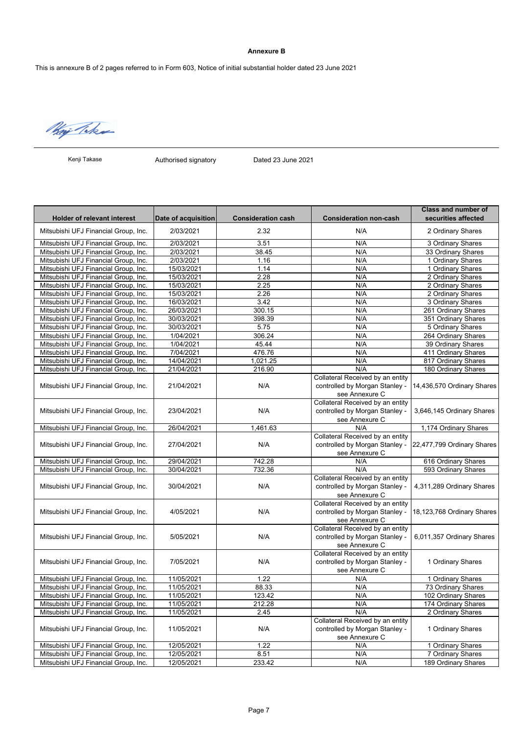**Annexure B**

This is annexure B of 2 pages referred to in Form 603, Notice of initial substantial holder dated 23 June 2021

Kenji Takase | Authorised signatory | Dated 23 June 2021

| Holder of relevant interest | Date of acquisition | Consideration cash | Consideration non-cash | Class and number of securities affected |
|---|---|---|---|---|
| Mitsubishi UFJ Financial Group, Inc. | 2/03/2021 | 2.32 | N/A | 2 Ordinary Shares |
| Mitsubishi UFJ Financial Group, Inc. | 2/03/2021 | 3.51 | N/A | 3 Ordinary Shares |
| Mitsubishi UFJ Financial Group, Inc. | 2/03/2021 | 38.45 | N/A | 33 Ordinary Shares |
| Mitsubishi UFJ Financial Group, Inc. | 2/03/2021 | 1.16 | N/A | 1 Ordinary Shares |
| Mitsubishi UFJ Financial Group, Inc. | 15/03/2021 | 1.14 | N/A | 1 Ordinary Shares |
| Mitsubishi UFJ Financial Group, Inc. | 15/03/2021 | 2.28 | N/A | 2 Ordinary Shares |
| Mitsubishi UFJ Financial Group, Inc. | 15/03/2021 | 2.25 | N/A | 2 Ordinary Shares |
| Mitsubishi UFJ Financial Group, Inc. | 15/03/2021 | 2.26 | N/A | 2 Ordinary Shares |
| Mitsubishi UFJ Financial Group, Inc. | 16/03/2021 | 3.42 | N/A | 3 Ordinary Shares |
| Mitsubishi UFJ Financial Group, Inc. | 26/03/2021 | 300.15 | N/A | 261 Ordinary Shares |
| Mitsubishi UFJ Financial Group, Inc. | 30/03/2021 | 398.39 | N/A | 351 Ordinary Shares |
| Mitsubishi UFJ Financial Group, Inc. | 30/03/2021 | 5.75 | N/A | 5 Ordinary Shares |
| Mitsubishi UFJ Financial Group, Inc. | 1/04/2021 | 306.24 | N/A | 264 Ordinary Shares |
| Mitsubishi UFJ Financial Group, Inc. | 1/04/2021 | 45.44 | N/A | 39 Ordinary Shares |
| Mitsubishi UFJ Financial Group, Inc. | 7/04/2021 | 476.76 | N/A | 411 Ordinary Shares |
| Mitsubishi UFJ Financial Group, Inc. | 14/04/2021 | 1,021.25 | N/A | 817 Ordinary Shares |
| Mitsubishi UFJ Financial Group, Inc. | 21/04/2021 | 216.90 | N/A | 180 Ordinary Shares |
| Mitsubishi UFJ Financial Group, Inc. | 21/04/2021 | N/A | Collateral Received by an entity controlled by Morgan Stanley - see Annexure C | 14,436,570 Ordinary Shares |
| Mitsubishi UFJ Financial Group, Inc. | 23/04/2021 | N/A | Collateral Received by an entity controlled by Morgan Stanley - see Annexure C | 3,646,145 Ordinary Shares |
| Mitsubishi UFJ Financial Group, Inc. | 26/04/2021 | 1,461.63 | N/A | 1,174 Ordinary Shares |
| Mitsubishi UFJ Financial Group, Inc. | 27/04/2021 | N/A | Collateral Received by an entity controlled by Morgan Stanley - see Annexure C | 22,477,799 Ordinary Shares |
| Mitsubishi UFJ Financial Group, Inc. | 29/04/2021 | 742.28 | N/A | 616 Ordinary Shares |
| Mitsubishi UFJ Financial Group, Inc. | 30/04/2021 | 732.36 | N/A | 593 Ordinary Shares |
| Mitsubishi UFJ Financial Group, Inc. | 30/04/2021 | N/A | Collateral Received by an entity controlled by Morgan Stanley - see Annexure C | 4,311,289 Ordinary Shares |
| Mitsubishi UFJ Financial Group, Inc. | 4/05/2021 | N/A | Collateral Received by an entity controlled by Morgan Stanley - see Annexure C | 18,123,768 Ordinary Shares |
| Mitsubishi UFJ Financial Group, Inc. | 5/05/2021 | N/A | Collateral Received by an entity controlled by Morgan Stanley - see Annexure C | 6,011,357 Ordinary Shares |
| Mitsubishi UFJ Financial Group, Inc. | 7/05/2021 | N/A | Collateral Received by an entity controlled by Morgan Stanley - see Annexure C | 1 Ordinary Shares |
| Mitsubishi UFJ Financial Group, Inc. | 11/05/2021 | 1.22 | N/A | 1 Ordinary Shares |
| Mitsubishi UFJ Financial Group, Inc. | 11/05/2021 | 88.33 | N/A | 73 Ordinary Shares |
| Mitsubishi UFJ Financial Group, Inc. | 11/05/2021 | 123.42 | N/A | 102 Ordinary Shares |
| Mitsubishi UFJ Financial Group, Inc. | 11/05/2021 | 212.28 | N/A | 174 Ordinary Shares |
| Mitsubishi UFJ Financial Group, Inc. | 11/05/2021 | 2.45 | N/A | 2 Ordinary Shares |
| Mitsubishi UFJ Financial Group, Inc. | 11/05/2021 | N/A | Collateral Received by an entity controlled by Morgan Stanley - see Annexure C | 1 Ordinary Shares |
| Mitsubishi UFJ Financial Group, Inc. | 12/05/2021 | 1.22 | N/A | 1 Ordinary Shares |
| Mitsubishi UFJ Financial Group, Inc. | 12/05/2021 | 8.51 | N/A | 7 Ordinary Shares |
| Mitsubishi UFJ Financial Group, Inc. | 12/05/2021 | 233.42 | N/A | 189 Ordinary Shares |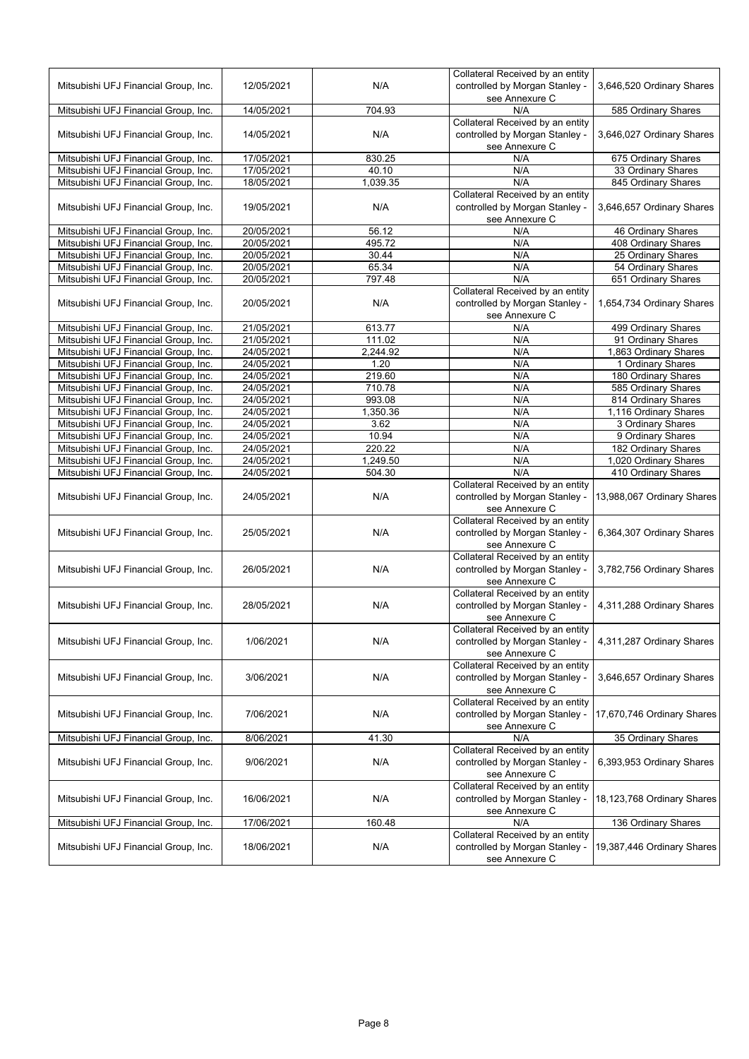| | | | | |
|---|---|---|---|---|
| Mitsubishi UFJ Financial Group, Inc. | 12/05/2021 | N/A | Collateral Received by an entity controlled by Morgan Stanley - see Annexure C | 3,646,520 Ordinary Shares |
| Mitsubishi UFJ Financial Group, Inc. | 14/05/2021 | 704.93 | N/A | 585 Ordinary Shares |
| Mitsubishi UFJ Financial Group, Inc. | 14/05/2021 | N/A | Collateral Received by an entity controlled by Morgan Stanley - see Annexure C | 3,646,027 Ordinary Shares |
| Mitsubishi UFJ Financial Group, Inc. | 17/05/2021 | 830.25 | N/A | 675 Ordinary Shares |
| Mitsubishi UFJ Financial Group, Inc. | 17/05/2021 | 40.10 | N/A | 33 Ordinary Shares |
| Mitsubishi UFJ Financial Group, Inc. | 18/05/2021 | 1,039.35 | N/A | 845 Ordinary Shares |
| Mitsubishi UFJ Financial Group, Inc. | 19/05/2021 | N/A | Collateral Received by an entity controlled by Morgan Stanley - see Annexure C | 3,646,657 Ordinary Shares |
| Mitsubishi UFJ Financial Group, Inc. | 20/05/2021 | 56.12 | N/A | 46 Ordinary Shares |
| Mitsubishi UFJ Financial Group, Inc. | 20/05/2021 | 495.72 | N/A | 408 Ordinary Shares |
| Mitsubishi UFJ Financial Group, Inc. | 20/05/2021 | 30.44 | N/A | 25 Ordinary Shares |
| Mitsubishi UFJ Financial Group, Inc. | 20/05/2021 | 65.34 | N/A | 54 Ordinary Shares |
| Mitsubishi UFJ Financial Group, Inc. | 20/05/2021 | 797.48 | N/A | 651 Ordinary Shares |
| Mitsubishi UFJ Financial Group, Inc. | 20/05/2021 | N/A | Collateral Received by an entity controlled by Morgan Stanley - see Annexure C | 1,654,734 Ordinary Shares |
| Mitsubishi UFJ Financial Group, Inc. | 21/05/2021 | 613.77 | N/A | 499 Ordinary Shares |
| Mitsubishi UFJ Financial Group, Inc. | 21/05/2021 | 111.02 | N/A | 91 Ordinary Shares |
| Mitsubishi UFJ Financial Group, Inc. | 24/05/2021 | 2,244.92 | N/A | 1,863 Ordinary Shares |
| Mitsubishi UFJ Financial Group, Inc. | 24/05/2021 | 1.20 | N/A | 1 Ordinary Shares |
| Mitsubishi UFJ Financial Group, Inc. | 24/05/2021 | 219.60 | N/A | 180 Ordinary Shares |
| Mitsubishi UFJ Financial Group, Inc. | 24/05/2021 | 710.78 | N/A | 585 Ordinary Shares |
| Mitsubishi UFJ Financial Group, Inc. | 24/05/2021 | 993.08 | N/A | 814 Ordinary Shares |
| Mitsubishi UFJ Financial Group, Inc. | 24/05/2021 | 1,350.36 | N/A | 1,116 Ordinary Shares |
| Mitsubishi UFJ Financial Group, Inc. | 24/05/2021 | 3.62 | N/A | 3 Ordinary Shares |
| Mitsubishi UFJ Financial Group, Inc. | 24/05/2021 | 10.94 | N/A | 9 Ordinary Shares |
| Mitsubishi UFJ Financial Group, Inc. | 24/05/2021 | 220.22 | N/A | 182 Ordinary Shares |
| Mitsubishi UFJ Financial Group, Inc. | 24/05/2021 | 1,249.50 | N/A | 1,020 Ordinary Shares |
| Mitsubishi UFJ Financial Group, Inc. | 24/05/2021 | 504.30 | N/A | 410 Ordinary Shares |
| Mitsubishi UFJ Financial Group, Inc. | 24/05/2021 | N/A | Collateral Received by an entity controlled by Morgan Stanley - see Annexure C | 13,988,067 Ordinary Shares |
| Mitsubishi UFJ Financial Group, Inc. | 25/05/2021 | N/A | Collateral Received by an entity controlled by Morgan Stanley - see Annexure C | 6,364,307 Ordinary Shares |
| Mitsubishi UFJ Financial Group, Inc. | 26/05/2021 | N/A | Collateral Received by an entity controlled by Morgan Stanley - see Annexure C | 3,782,756 Ordinary Shares |
| Mitsubishi UFJ Financial Group, Inc. | 28/05/2021 | N/A | Collateral Received by an entity controlled by Morgan Stanley - see Annexure C | 4,311,288 Ordinary Shares |
| Mitsubishi UFJ Financial Group, Inc. | 1/06/2021 | N/A | Collateral Received by an entity controlled by Morgan Stanley - see Annexure C | 4,311,287 Ordinary Shares |
| Mitsubishi UFJ Financial Group, Inc. | 3/06/2021 | N/A | Collateral Received by an entity controlled by Morgan Stanley - see Annexure C | 3,646,657 Ordinary Shares |
| Mitsubishi UFJ Financial Group, Inc. | 7/06/2021 | N/A | Collateral Received by an entity controlled by Morgan Stanley - see Annexure C | 17,670,746 Ordinary Shares |
| Mitsubishi UFJ Financial Group, Inc. | 8/06/2021 | 41.30 | N/A | 35 Ordinary Shares |
| Mitsubishi UFJ Financial Group, Inc. | 9/06/2021 | N/A | Collateral Received by an entity controlled by Morgan Stanley - see Annexure C | 6,393,953 Ordinary Shares |
| Mitsubishi UFJ Financial Group, Inc. | 16/06/2021 | N/A | Collateral Received by an entity controlled by Morgan Stanley - see Annexure C | 18,123,768 Ordinary Shares |
| Mitsubishi UFJ Financial Group, Inc. | 17/06/2021 | 160.48 | N/A | 136 Ordinary Shares |
| Mitsubishi UFJ Financial Group, Inc. | 18/06/2021 | N/A | Collateral Received by an entity controlled by Morgan Stanley - see Annexure C | 19,387,446 Ordinary Shares |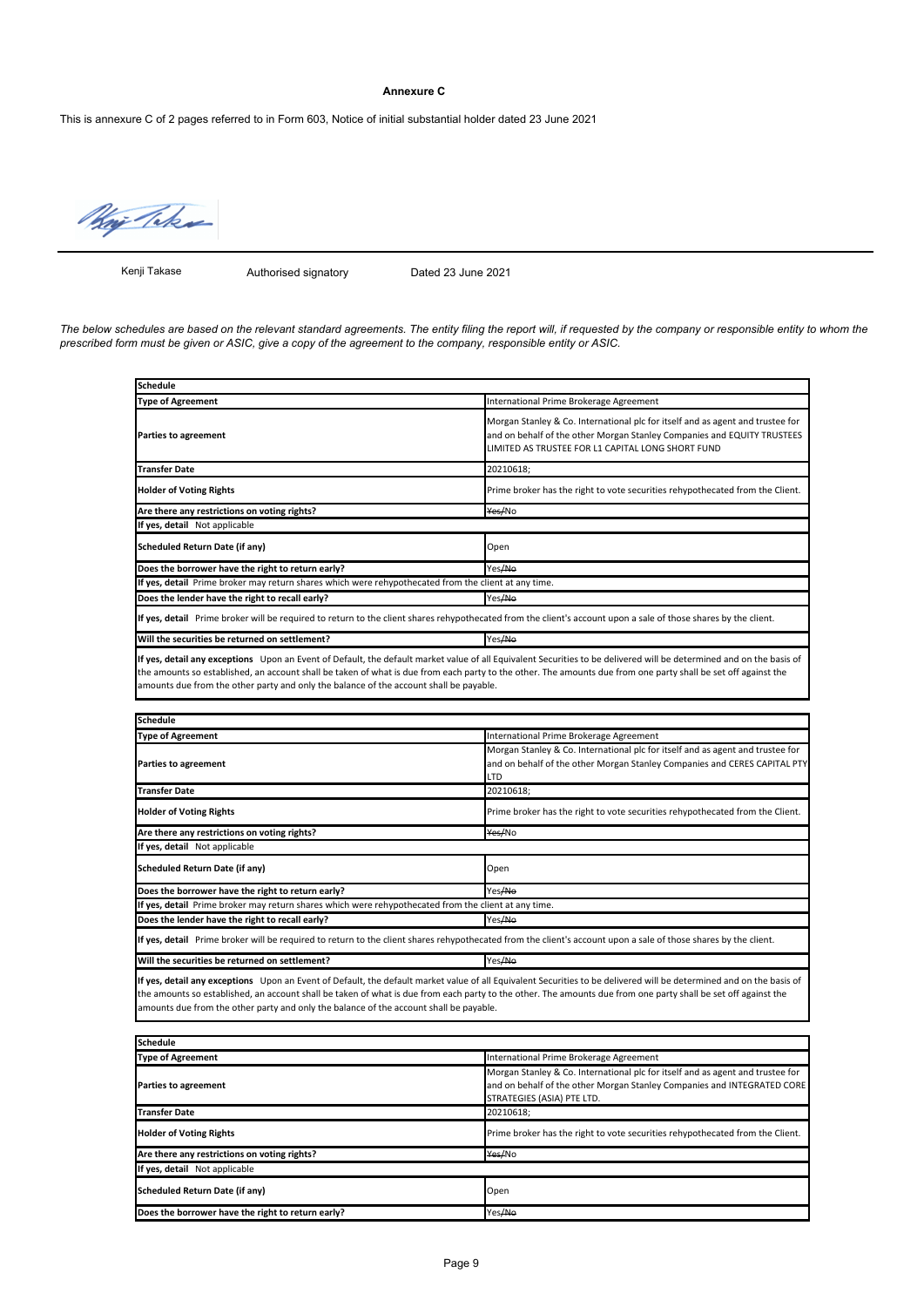**Annexure C**

This is annexure C of 2 pages referred to in Form 603, Notice of initial substantial holder dated 23 June 2021

Kenji Takase | Authorised signatory | Dated 23 June 2021

*The below schedules are based on the relevant standard agreements. The entity filing the report will, if requested by the company or responsible entity to whom the prescribed form must be given or ASIC, give a copy of the agreement to the company, responsible entity or ASIC.*

| **Schedule** | |
|---|---|
| **Type of Agreement** | International Prime Brokerage Agreement |
| **Parties to agreement** | Morgan Stanley & Co. International plc for itself and as agent and trustee for and on behalf of the other Morgan Stanley Companies and EQUITY TRUSTEES LIMITED AS TRUSTEE FOR L1 CAPITAL LONG SHORT FUND |
| **Transfer Date** | 20210618; |
| **Holder of Voting Rights** | Prime broker has the right to vote securities rehypothecated from the Client. |
| **Are there any restrictions on voting rights?** | ~~Yes~~/No |
| **If yes, detail** Not applicable | |
| **Scheduled Return Date (if any)** | Open |
| **Does the borrower have the right to return early?** | Yes/~~No~~ |
| **If yes, detail** Prime broker may return shares which were rehypothecated from the client at any time. | |
| **Does the lender have the right to recall early?** | Yes/~~No~~ |
| **If yes, detail** Prime broker will be required to return to the client shares rehypothecated from the client's account upon a sale of those shares by the client. | |
| **Will the securities be returned on settlement?** | Yes/~~No~~ |
| **If yes, detail any exceptions** Upon an Event of Default, the default market value of all Equivalent Securities to be delivered will be determined and on the basis of the amounts so established, an account shall be taken of what is due from each party to the other. The amounts due from one party shall be set off against the amounts due from the other party and only the balance of the account shall be payable. | |

| **Schedule** | |
|---|---|
| **Type of Agreement** | International Prime Brokerage Agreement |
| **Parties to agreement** | Morgan Stanley & Co. International plc for itself and as agent and trustee for and on behalf of the other Morgan Stanley Companies and CERES CAPITAL PTY LTD |
| **Transfer Date** | 20210618; |
| **Holder of Voting Rights** | Prime broker has the right to vote securities rehypothecated from the Client. |
| **Are there any restrictions on voting rights?** | ~~Yes~~/No |
| **If yes, detail** Not applicable | |
| **Scheduled Return Date (if any)** | Open |
| **Does the borrower have the right to return early?** | Yes/~~No~~ |
| **If yes, detail** Prime broker may return shares which were rehypothecated from the client at any time. | |
| **Does the lender have the right to recall early?** | Yes/~~No~~ |
| **If yes, detail** Prime broker will be required to return to the client shares rehypothecated from the client's account upon a sale of those shares by the client. | |
| **Will the securities be returned on settlement?** | Yes/~~No~~ |
| **If yes, detail any exceptions** Upon an Event of Default, the default market value of all Equivalent Securities to be delivered will be determined and on the basis of the amounts so established, an account shall be taken of what is due from each party to the other. The amounts due from one party shall be set off against the amounts due from the other party and only the balance of the account shall be payable. | |

| **Schedule** | |
|---|---|
| **Type of Agreement** | International Prime Brokerage Agreement |
| **Parties to agreement** | Morgan Stanley & Co. International plc for itself and as agent and trustee for and on behalf of the other Morgan Stanley Companies and INTEGRATED CORE STRATEGIES (ASIA) PTE LTD. |
| **Transfer Date** | 20210618; |
| **Holder of Voting Rights** | Prime broker has the right to vote securities rehypothecated from the Client. |
| **Are there any restrictions on voting rights?** | ~~Yes~~/No |
| **If yes, detail** Not applicable | |
| **Scheduled Return Date (if any)** | Open |
| **Does the borrower have the right to return early?** | Yes/~~No~~ |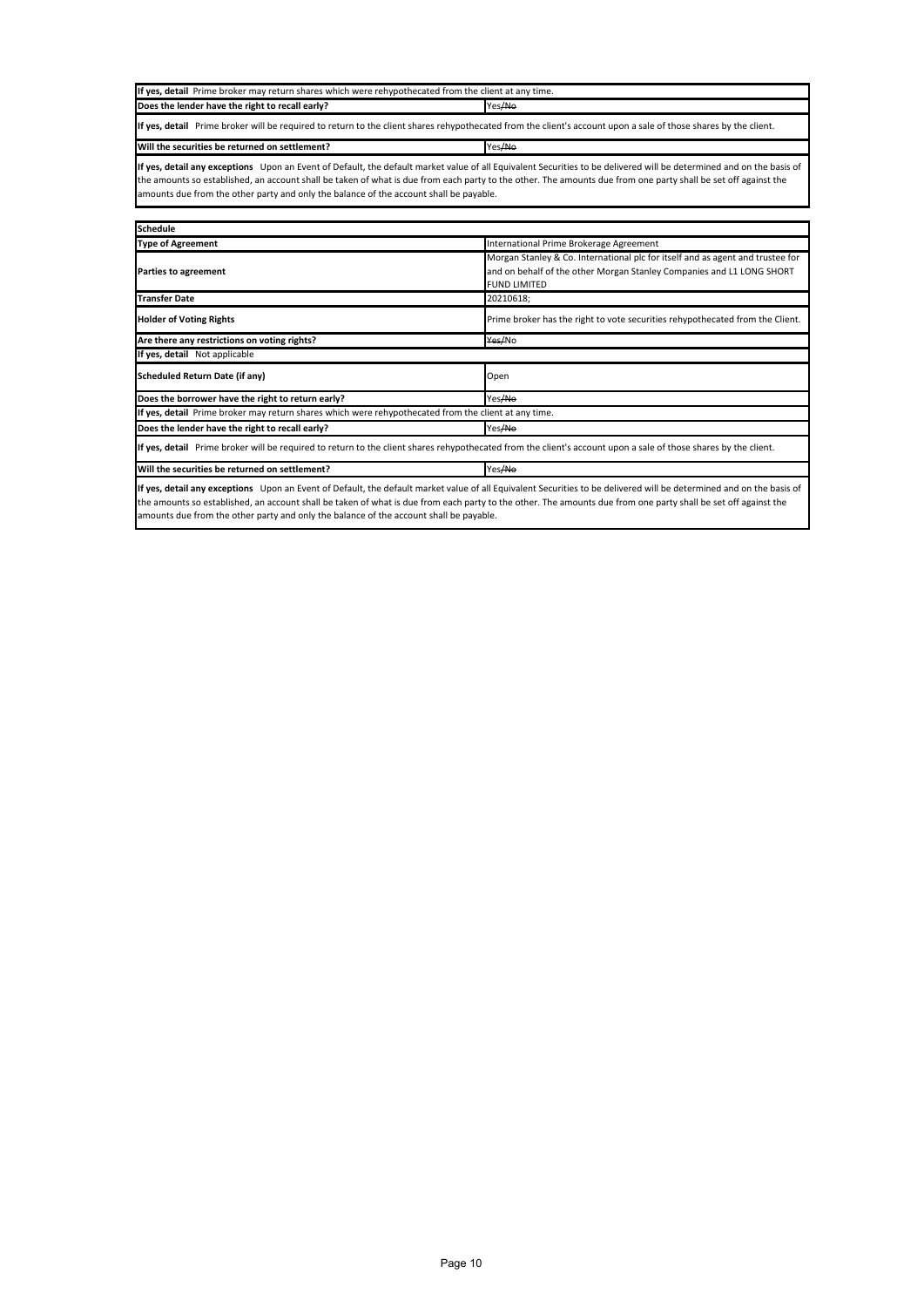| | |
|---|---|
| **If yes, detail** Prime broker may return shares which were rehypothecated from the client at any time. | |
| **Does the lender have the right to recall early?** | Yes~~/No~~ |
| **If yes, detail** Prime broker will be required to return to the client shares rehypothecated from the client's account upon a sale of those shares by the client. | |
| **Will the securities be returned on settlement?** | Yes~~/No~~ |
| **If yes, detail any exceptions** Upon an Event of Default, the default market value of all Equivalent Securities to be delivered will be determined and on the basis of the amounts so established, an account shall be taken of what is due from each party to the other. The amounts due from one party shall be set off against the amounts due from the other party and only the balance of the account shall be payable. | |

| **Schedule** | |
|---|---|
| **Type of Agreement** | International Prime Brokerage Agreement |
| **Parties to agreement** | Morgan Stanley & Co. International plc for itself and as agent and trustee for and on behalf of the other Morgan Stanley Companies and L1 LONG SHORT FUND LIMITED |
| **Transfer Date** | 20210618; |
| **Holder of Voting Rights** | Prime broker has the right to vote securities rehypothecated from the Client. |
| **Are there any restrictions on voting rights?** | ~~Yes/~~No |
| **If yes, detail** Not applicable | |
| **Scheduled Return Date (if any)** | Open |
| **Does the borrower have the right to return early?** | Yes~~/No~~ |
| **If yes, detail** Prime broker may return shares which were rehypothecated from the client at any time. | |
| **Does the lender have the right to recall early?** | Yes~~/No~~ |
| **If yes, detail** Prime broker will be required to return to the client shares rehypothecated from the client's account upon a sale of those shares by the client. | |
| **Will the securities be returned on settlement?** | Yes~~/No~~ |
| **If yes, detail any exceptions** Upon an Event of Default, the default market value of all Equivalent Securities to be delivered will be determined and on the basis of the amounts so established, an account shall be taken of what is due from each party to the other. The amounts due from one party shall be set off against the amounts due from the other party and only the balance of the account shall be payable. | |